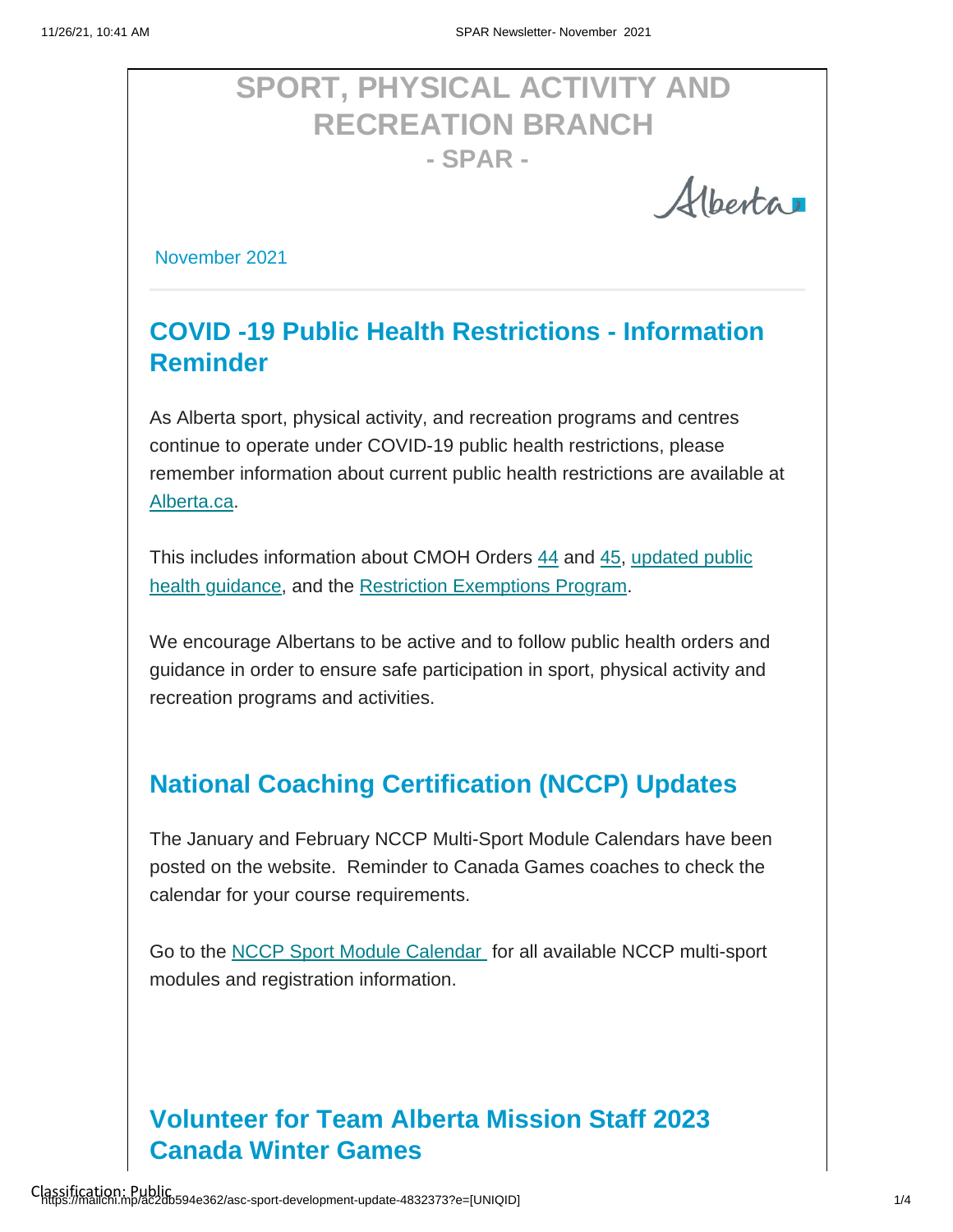# SPORT, PHYSICAL ACTIVITY AND RECREATION BRANCH

**- SPAR -**

Alberta

November 2021

## COVID -19 Public Health Restrictions - Information Reminder

As Alberta sport, physical activity, and recreation programs and centres continue to operate under COVID-19 public health restrictions, please remember information about current public health restrictions are available at [Alberta.ca](https://www.alberta.ca).

This includes information about CMOH Orders 44 and 45, updated public health guidance, and the Restriction Exemptions Program.

We encourage Albertans to be active and to follow public health orders and guidance in order to ensure safe participation in sport, physical activity and recreation programs and activities.

## National Coaching Certification (NCCP) Updates

The January and February NCCP Multi-Sport Module Calendars have been posted on the website. Reminder to Canada Games coaches to check the calendar for your course requirements.

Go to the NCCP Sport Module Calendar for all available NCCP multi-sport modules and registration information.

## Volunteer for Team Alberta Mission Staff 2023 Canada Winter Games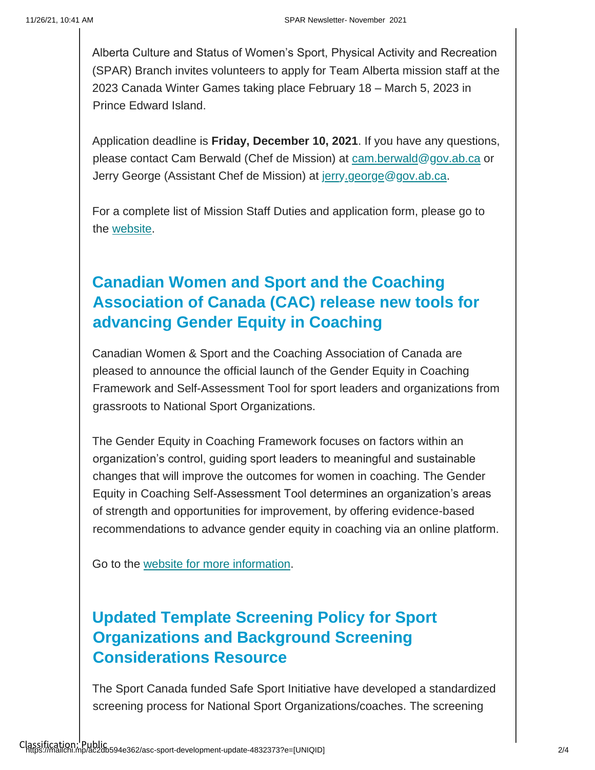Alberta Culture and Status of Women's Sport, Physical Activity and Recreation (SPAR) Branch invites volunteers to apply for Team Alberta mission staff at the 2023 Canada Winter Games taking place February 18 – March 5, 2023 in Prince Edward Island.

Application deadline is **Friday, December 10, 2021**. If you have any questions, please contact Cam Berwald (Chef de Mission) at cam.berwald@gov.ab.ca or Jerry George (Assistant Chef de Mission) at jerry.george@gov.ab.ca.

For a complete list of Mission Staff Duties and application form, please go to the website.

## Canadian Women and Sport and the Coaching Association of Canada (CAC) release new tools for advancing Gender Equity in Coaching

Canadian Women & Sport and the Coaching Association of Canada are pleased to announce the official launch of the Gender Equity in Coaching Framework and Self-Assessment Tool for sport leaders and organizations from grassroots to National Sport Organizations.

The Gender Equity in Coaching Framework focuses on factors within an organization's control, guiding sport leaders to meaningful and sustainable changes that will improve the outcomes for women in coaching. The Gender Equity in Coaching Self-Assessment Tool determines an organization's areas of strength and opportunities for improvement, by offering evidence-based recommendations to advance gender equity in coaching via an online platform.

Go to the website for more information.

## Updated Template Screening Policy for Sport Organizations and Background Screening Considerations Resource

The Sport Canada funded Safe Sport Initiative have developed a standardized screening process for National Sport Organizations/coaches. The screening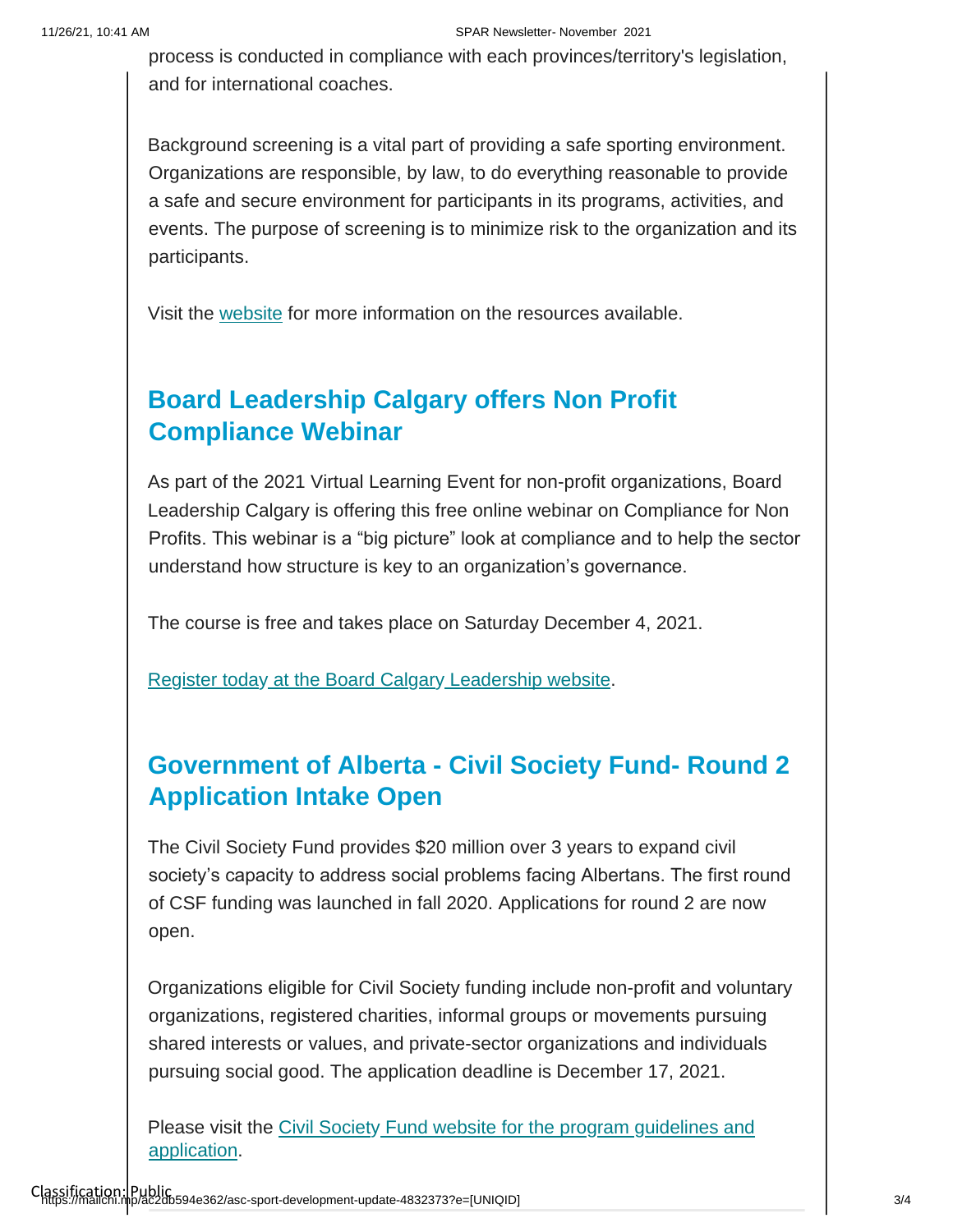process is conducted in compliance with each provinces/territory's legislation, and for international coaches.

Background screening is a vital part of providing a safe sporting environment. Organizations are responsible, by law, to do everything reasonable to provide a safe and secure environment for participants in its programs, activities, and events. The purpose of screening is to minimize risk to the organization and its participants.

Visit the website for more information on the resources available.

## Board Leadership Calgary offers Non Profit Compliance Webinar

As part of the 2021 Virtual Learning Event for non-profit organizations, Board Leadership Calgary is offering this free online webinar on Compliance for Non Profits. This webinar is a “big picture” look at compliance and to help the sector understand how structure is key to an organization’s governance.

The course is free and takes place on Saturday December 4, 2021.

Register today at the Board Calgary Leadership website.

## Government of Alberta - Civil Society Fund- Round 2 Application Intake Open

The Civil Society Fund provides $20 million over 3 years to expand civil society’s capacity to address social problems facing Albertans. The first round of CSF funding was launched in fall 2020. Applications for round 2 are now open.

Organizations eligible for Civil Society funding include non-profit and voluntary organizations, registered charities, informal groups or movements pursuing shared interests or values, and private-sector organizations and individuals pursuing social good. The application deadline is December 17, 2021.

Please visit the Civil Society Fund website for the program guidelines and application.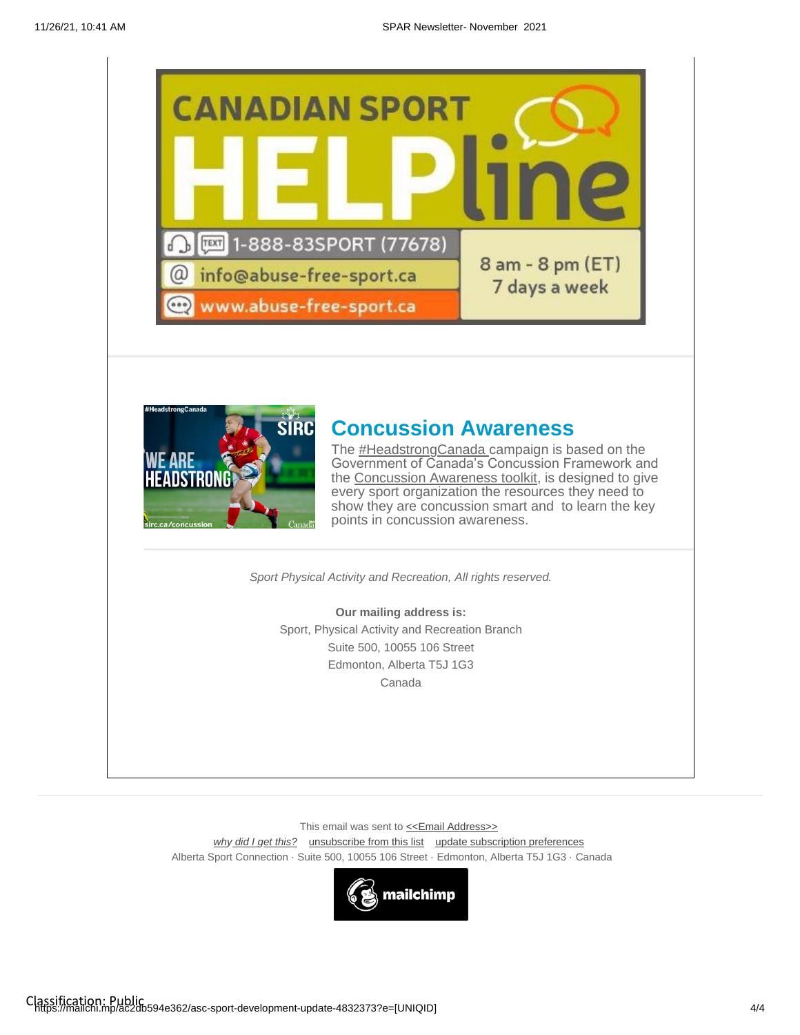CANADIAN SPORT HELPline

1-888-83SPORT (77678)

info@abuse-free-sport.ca

www.abuse-free-sport.ca

8 am - 8 pm (ET)
7 days a week

## Concussion Awareness

The #HeadstrongCanada campaign is based on the Government of Canada's Concussion Framework and the Concussion Awareness toolkit, is designed to give every sport organization the resources they need to show they are concussion smart and to learn the key points in concussion awareness.

*Sport Physical Activity and Recreation, All rights reserved.*

**Our mailing address is:**
Sport, Physical Activity and Recreation Branch
Suite 500, 10055 106 Street
Edmonton, Alberta T5J 1G3
Canada

This email was sent to <<Email Address>>

*why did I get this?* unsubscribe from this list update subscription preferences

Alberta Sport Connection · Suite 500, 10055 106 Street · Edmonton, Alberta T5J 1G3 · Canada

mailchimp

Classification: Public